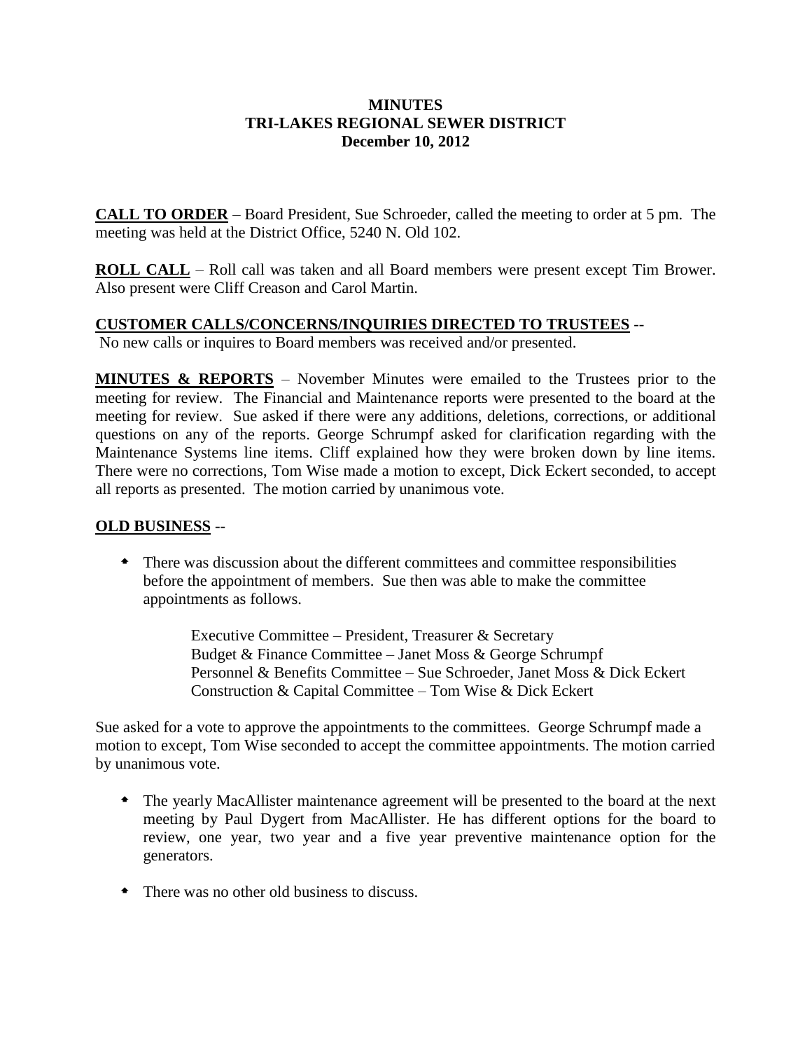# MINUTES
# TRI-LAKES REGIONAL SEWER DISTRICT
# December 10, 2012

**CALL TO ORDER** – Board President, Sue Schroeder, called the meeting to order at 5 pm. The meeting was held at the District Office, 5240 N. Old 102.

**ROLL CALL** – Roll call was taken and all Board members were present except Tim Brower. Also present were Cliff Creason and Carol Martin.

**CUSTOMER CALLS/CONCERNS/INQUIRIES DIRECTED TO TRUSTEES** --
No new calls or inquires to Board members was received and/or presented.

**MINUTES & REPORTS** – November Minutes were emailed to the Trustees prior to the meeting for review. The Financial and Maintenance reports were presented to the board at the meeting for review. Sue asked if there were any additions, deletions, corrections, or additional questions on any of the reports. George Schrumpf asked for clarification regarding with the Maintenance Systems line items. Cliff explained how they were broken down by line items. There were no corrections, Tom Wise made a motion to except, Dick Eckert seconded, to accept all reports as presented. The motion carried by unanimous vote.

**OLD BUSINESS** --

- There was discussion about the different committees and committee responsibilities before the appointment of members. Sue then was able to make the committee appointments as follows.

  Executive Committee – President, Treasurer & Secretary
  Budget & Finance Committee – Janet Moss & George Schrumpf
  Personnel & Benefits Committee – Sue Schroeder, Janet Moss & Dick Eckert
  Construction & Capital Committee – Tom Wise & Dick Eckert

Sue asked for a vote to approve the appointments to the committees. George Schrumpf made a motion to except, Tom Wise seconded to accept the committee appointments. The motion carried by unanimous vote.

- The yearly MacAllister maintenance agreement will be presented to the board at the next meeting by Paul Dygert from MacAllister. He has different options for the board to review, one year, two year and a five year preventive maintenance option for the generators.

- There was no other old business to discuss.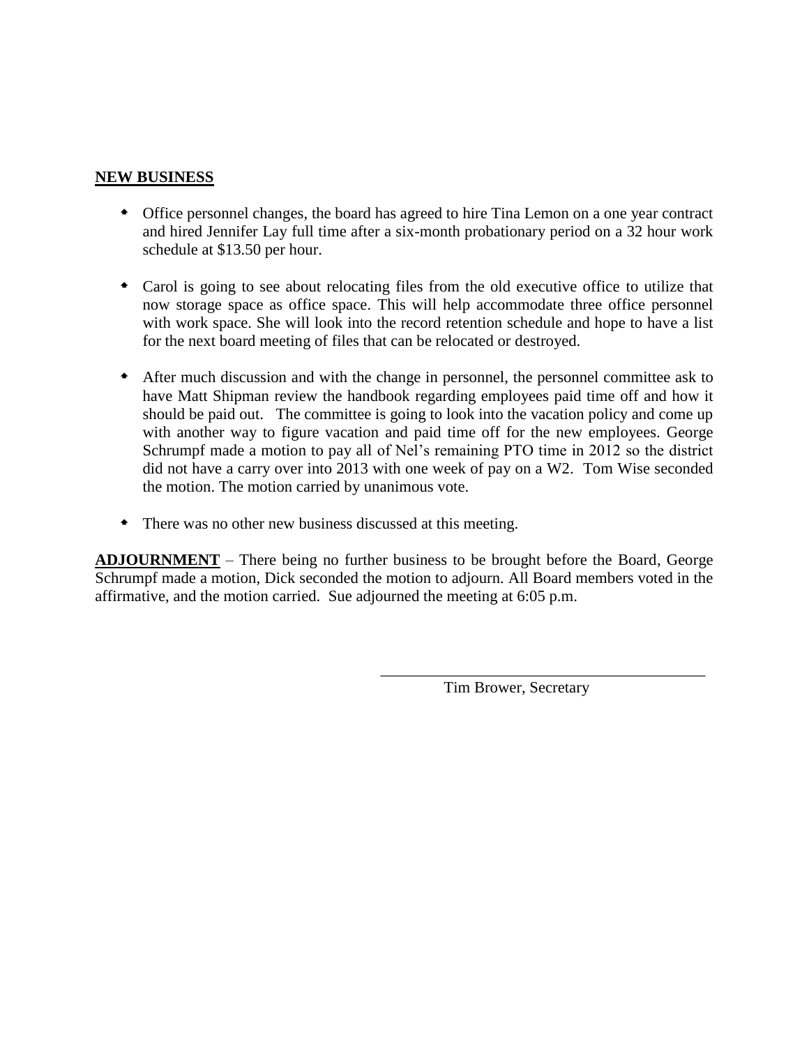**NEW BUSINESS**

- Office personnel changes, the board has agreed to hire Tina Lemon on a one year contract and hired Jennifer Lay full time after a six-month probationary period on a 32 hour work schedule at $13.50 per hour.

- Carol is going to see about relocating files from the old executive office to utilize that now storage space as office space. This will help accommodate three office personnel with work space. She will look into the record retention schedule and hope to have a list for the next board meeting of files that can be relocated or destroyed.

- After much discussion and with the change in personnel, the personnel committee ask to have Matt Shipman review the handbook regarding employees paid time off and how it should be paid out. The committee is going to look into the vacation policy and come up with another way to figure vacation and paid time off for the new employees. George Schrumpf made a motion to pay all of Nel's remaining PTO time in 2012 so the district did not have a carry over into 2013 with one week of pay on a W2. Tom Wise seconded the motion. The motion carried by unanimous vote.

- There was no other new business discussed at this meeting.

**ADJOURNMENT** – There being no further business to be brought before the Board, George Schrumpf made a motion, Dick seconded the motion to adjourn. All Board members voted in the affirmative, and the motion carried. Sue adjourned the meeting at 6:05 p.m.

\_\_\_\_\_\_\_\_\_\_\_\_\_\_\_\_\_\_\_\_\_\_\_\_\_\_\_\_\_\_\_\_\_\_\_\_\_\_\_\_\_\_

Tim Brower, Secretary